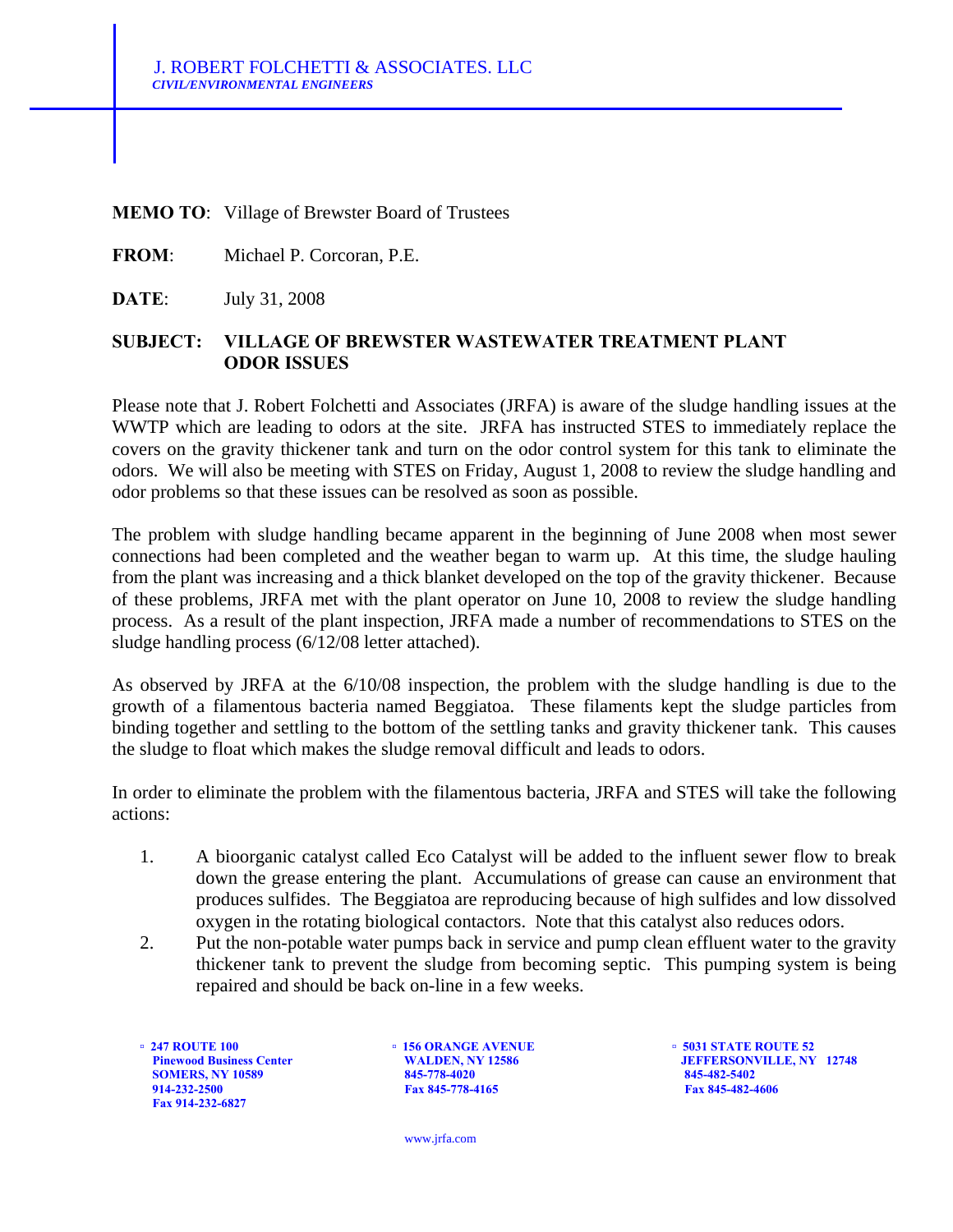J. ROBERT FOLCHETTI & ASSOCIATES. LLC
*CIVIL/ENVIRONMENTAL ENGINEERS*

**MEMO TO**: Village of Brewster Board of Trustees

**FROM**: Michael P. Corcoran, P.E.

**DATE**: July 31, 2008

**SUBJECT: VILLAGE OF BREWSTER WASTEWATER TREATMENT PLANT ODOR ISSUES**

Please note that J. Robert Folchetti and Associates (JRFA) is aware of the sludge handling issues at the WWTP which are leading to odors at the site. JRFA has instructed STES to immediately replace the covers on the gravity thickener tank and turn on the odor control system for this tank to eliminate the odors. We will also be meeting with STES on Friday, August 1, 2008 to review the sludge handling and odor problems so that these issues can be resolved as soon as possible.

The problem with sludge handling became apparent in the beginning of June 2008 when most sewer connections had been completed and the weather began to warm up. At this time, the sludge hauling from the plant was increasing and a thick blanket developed on the top of the gravity thickener. Because of these problems, JRFA met with the plant operator on June 10, 2008 to review the sludge handling process. As a result of the plant inspection, JRFA made a number of recommendations to STES on the sludge handling process (6/12/08 letter attached).

As observed by JRFA at the 6/10/08 inspection, the problem with the sludge handling is due to the growth of a filamentous bacteria named Beggiatoa. These filaments kept the sludge particles from binding together and settling to the bottom of the settling tanks and gravity thickener tank. This causes the sludge to float which makes the sludge removal difficult and leads to odors.

In order to eliminate the problem with the filamentous bacteria, JRFA and STES will take the following actions:

1. A bioorganic catalyst called Eco Catalyst will be added to the influent sewer flow to break down the grease entering the plant. Accumulations of grease can cause an environment that produces sulfides. The Beggiatoa are reproducing because of high sulfides and low dissolved oxygen in the rotating biological contactors. Note that this catalyst also reduces odors.
2. Put the non-potable water pumps back in service and pump clean effluent water to the gravity thickener tank to prevent the sludge from becoming septic. This pumping system is being repaired and should be back on-line in a few weeks.

**247 ROUTE 100**
**Pinewood Business Center**
**SOMERS, NY 10589**
**914-232-2500**
**Fax 914-232-6827**

**156 ORANGE AVENUE**
**WALDEN, NY 12586**
**845-778-4020**
**Fax 845-778-4165**

**5031 STATE ROUTE 52**
**JEFFERSONVILLE, NY 12748**
**845-482-5402**
**Fax 845-482-4606**

www.jrfa.com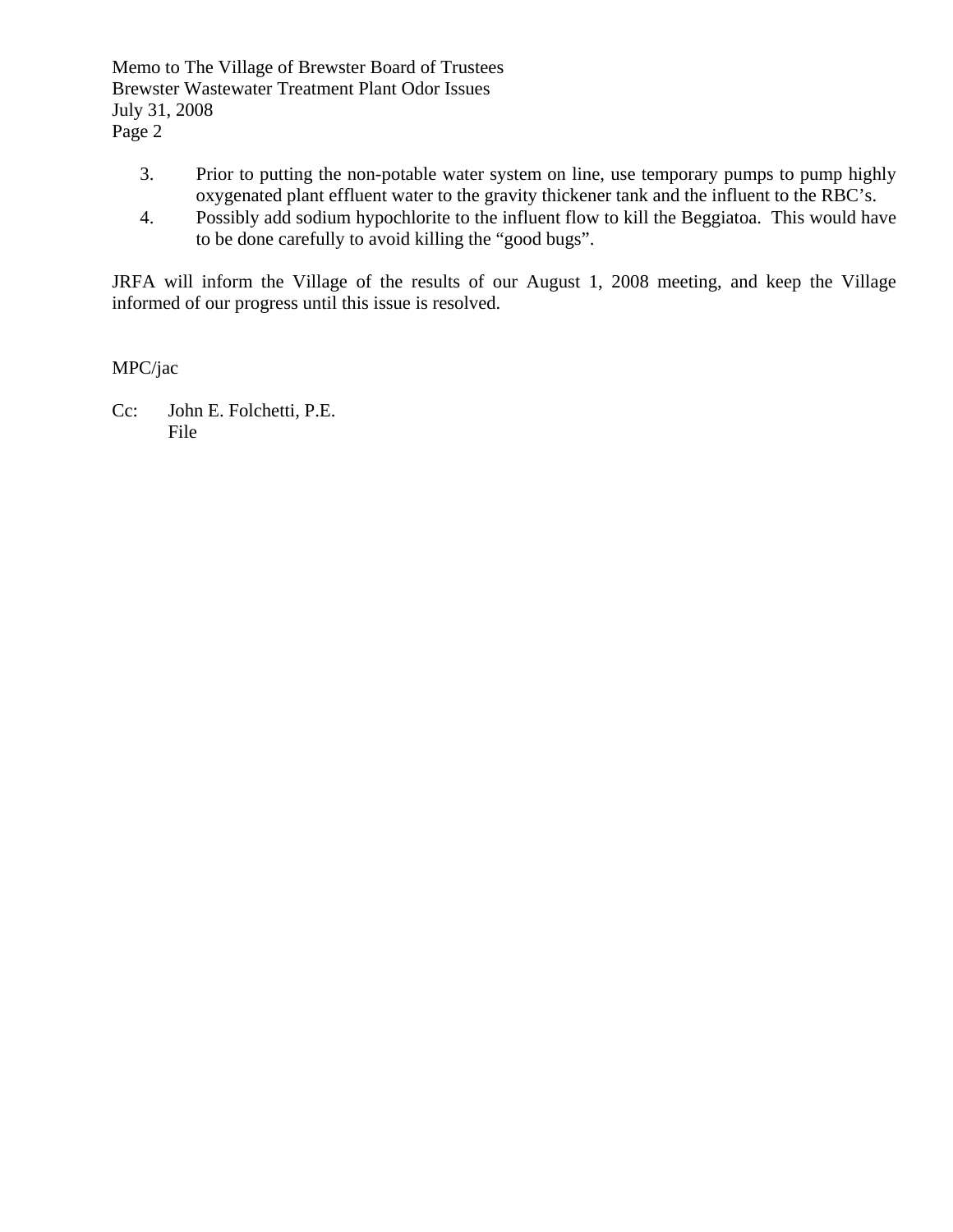3. Prior to putting the non-potable water system on line, use temporary pumps to pump highly oxygenated plant effluent water to the gravity thickener tank and the influent to the RBC's.
4. Possibly add sodium hypochlorite to the influent flow to kill the Beggiatoa. This would have to be done carefully to avoid killing the "good bugs".

JRFA will inform the Village of the results of our August 1, 2008 meeting, and keep the Village informed of our progress until this issue is resolved.

MPC/jac

Cc: John E. Folchetti, P.E.
File